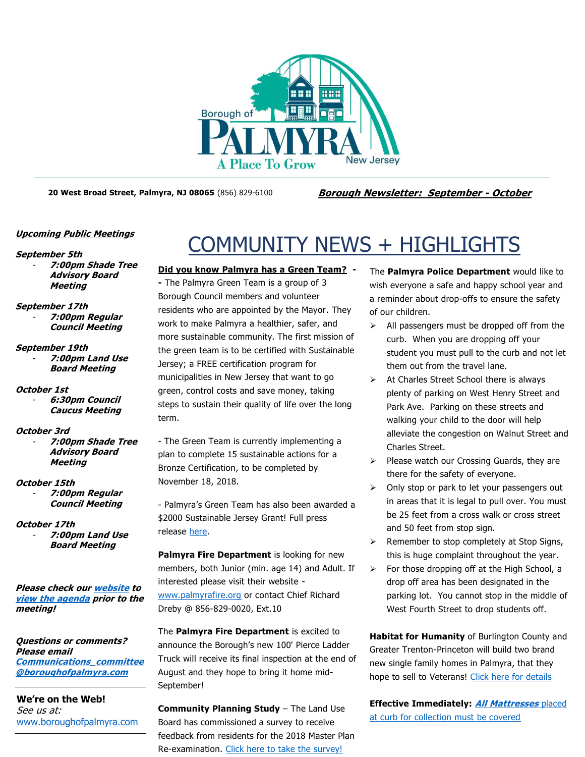Borough of PALMYRA New Jersey — A Place To Grow

**20 West Broad Street, Palmyra, NJ 08065** (856) 829-6100

***Borough Newsletter: September - October***

***Upcoming Public Meetings***

***September 5th***
- ***7:00pm Shade Tree Advisory Board Meeting***

***September 17th***
- ***7:00pm Regular Council Meeting***

***September 19th***
- ***7:00pm Land Use Board Meeting***

***October 1st***
- ***6:30pm Council Caucus Meeting***

***October 3rd***
- ***7:00pm Shade Tree Advisory Board Meeting***

***October 15th***
- ***7:00pm Regular Council Meeting***

***October 17th***
- ***7:00pm Land Use Board Meeting***

***Please check our website to view the agenda prior to the meeting!***

***Questions or comments? Please email Communications_committee@boroughofpalmyra.com***

**We're on the Web!**
*See us at:*
www.boroughofpalmyra.com

# COMMUNITY NEWS + HIGHLIGHTS

**Did you know Palmyra has a Green Team? -** - The Palmyra Green Team is a group of 3 Borough Council members and volunteer residents who are appointed by the Mayor. They work to make Palmyra a healthier, safer, and more sustainable community. The first mission of the green team is to be certified with Sustainable Jersey; a FREE certification program for municipalities in New Jersey that want to go green, control costs and save money, taking steps to sustain their quality of life over the long term.

- The Green Team is currently implementing a plan to complete 15 sustainable actions for a Bronze Certification, to be completed by November 18, 2018.

- Palmyra's Green Team has also been awarded a $2000 Sustainable Jersey Grant! Full press release here.

**Palmyra Fire Department** is looking for new members, both Junior (min. age 14) and Adult. If interested please visit their website - www.palmyrafire.org or contact Chief Richard Dreby @ 856-829-0020, Ext.10

The **Palmyra Fire Department** is excited to announce the Borough's new 100' Pierce Ladder Truck will receive its final inspection at the end of August and they hope to bring it home mid-September!

**Community Planning Study** – The Land Use Board has commissioned a survey to receive feedback from residents for the 2018 Master Plan Re-examination. Click here to take the survey!

The **Palmyra Police Department** would like to wish everyone a safe and happy school year and a reminder about drop-offs to ensure the safety of our children.

- All passengers must be dropped off from the curb. When you are dropping off your student you must pull to the curb and not let them out from the travel lane.
- At Charles Street School there is always plenty of parking on West Henry Street and Park Ave. Parking on these streets and walking your child to the door will help alleviate the congestion on Walnut Street and Charles Street.
- Please watch our Crossing Guards, they are there for the safety of everyone.
- Only stop or park to let your passengers out in areas that it is legal to pull over. You must be 25 feet from a cross walk or cross street and 50 feet from stop sign.
- Remember to stop completely at Stop Signs, this is huge complaint throughout the year.
- For those dropping off at the High School, a drop off area has been designated in the parking lot. You cannot stop in the middle of West Fourth Street to drop students off.

**Habitat for Humanity** of Burlington County and Greater Trenton-Princeton will build two brand new single family homes in Palmyra, that they hope to sell to Veterans! Click here for details

**Effective Immediately:** ***All Mattresses*** placed at curb for collection must be covered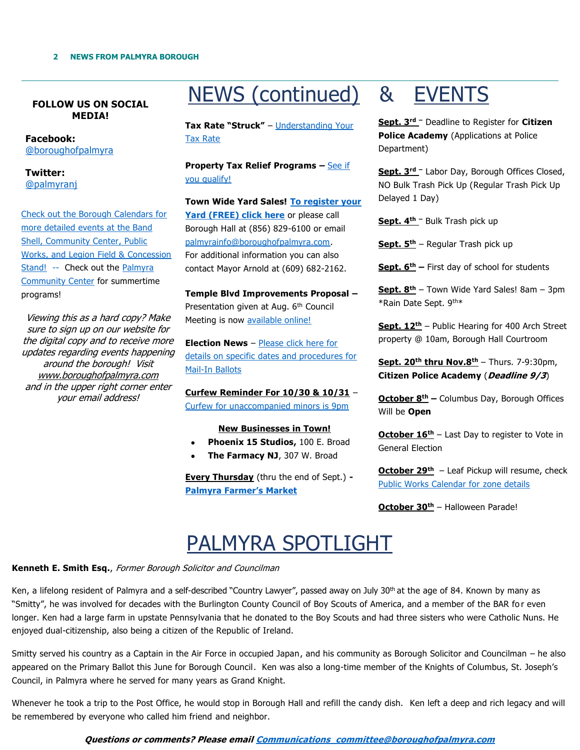**FOLLOW US ON SOCIAL MEDIA!**

**Facebook:**
@boroughofpalmyra

**Twitter:**
@palmyranj

Check out the Borough Calendars for more detailed events at the Band Shell, Community Center, Public Works, and Legion Field & Concession Stand! -- Check out the Palmyra Community Center for summertime programs!

*Viewing this as a hard copy? Make sure to sign up on our website for the digital copy and to receive more updates regarding events happening around the borough! Visit www.boroughofpalmyra.com and in the upper right corner enter your email address!*

# NEWS (continued) & EVENTS

**Tax Rate "Struck"** – Understanding Your Tax Rate

**Property Tax Relief Programs –** See if you qualify!

**Town Wide Yard Sales! To register your Yard (FREE) click here** or please call Borough Hall at (856) 829-6100 or email palmyrainfo@boroughofpalmyra.com. For additional information you can also contact Mayor Arnold at (609) 682-2162.

**Temple Blvd Improvements Proposal –** Presentation given at Aug. 6th Council Meeting is now available online!

**Election News** – Please click here for details on specific dates and procedures for Mail-In Ballots

**Curfew Reminder For 10/30 & 10/31** – Curfew for unaccompanied minors is 9pm

**New Businesses in Town!**

- **Phoenix 15 Studios,** 100 E. Broad
- **The Farmacy NJ**, 307 W. Broad

**Every Thursday** (thru the end of Sept.) - **Palmyra Farmer's Market**

**Sept. 3rd** – Deadline to Register for **Citizen Police Academy** (Applications at Police Department)

**Sept. 3rd** – Labor Day, Borough Offices Closed, NO Bulk Trash Pick Up (Regular Trash Pick Up Delayed 1 Day)

**Sept. 4th** – Bulk Trash pick up

**Sept. 5th** – Regular Trash pick up

**Sept. 6th –** First day of school for students

**Sept. 8th** – Town Wide Yard Sales! 8am – 3pm *Rain Date Sept. 9th*

**Sept. 12th** – Public Hearing for 400 Arch Street property @ 10am, Borough Hall Courtroom

**Sept. 20th thru Nov.8th** – Thurs. 7-9:30pm, **Citizen Police Academy** (***Deadline 9/3***)

**October 8th –** Columbus Day, Borough Offices Will be **Open**

**October 16th** – Last Day to register to Vote in General Election

**October 29th** – Leaf Pickup will resume, check Public Works Calendar for zone details

**October 30th** – Halloween Parade!

# PALMYRA SPOTLIGHT

**Kenneth E. Smith Esq.**, *Former Borough Solicitor and Councilman*

Ken, a lifelong resident of Palmyra and a self-described "Country Lawyer", passed away on July 30th at the age of 84. Known by many as "Smitty", he was involved for decades with the Burlington County Council of Boy Scouts of America, and a member of the BAR for even longer. Ken had a large farm in upstate Pennsylvania that he donated to the Boy Scouts and had three sisters who were Catholic Nuns. He enjoyed dual-citizenship, also being a citizen of the Republic of Ireland.

Smitty served his country as a Captain in the Air Force in occupied Japan, and his community as Borough Solicitor and Councilman – he also appeared on the Primary Ballot this June for Borough Council. Ken was also a long-time member of the Knights of Columbus, St. Joseph's Council, in Palmyra where he served for many years as Grand Knight.

Whenever he took a trip to the Post Office, he would stop in Borough Hall and refill the candy dish. Ken left a deep and rich legacy and will be remembered by everyone who called him friend and neighbor.

***Questions or comments? Please email Communications_committee@boroughofpalmyra.com***